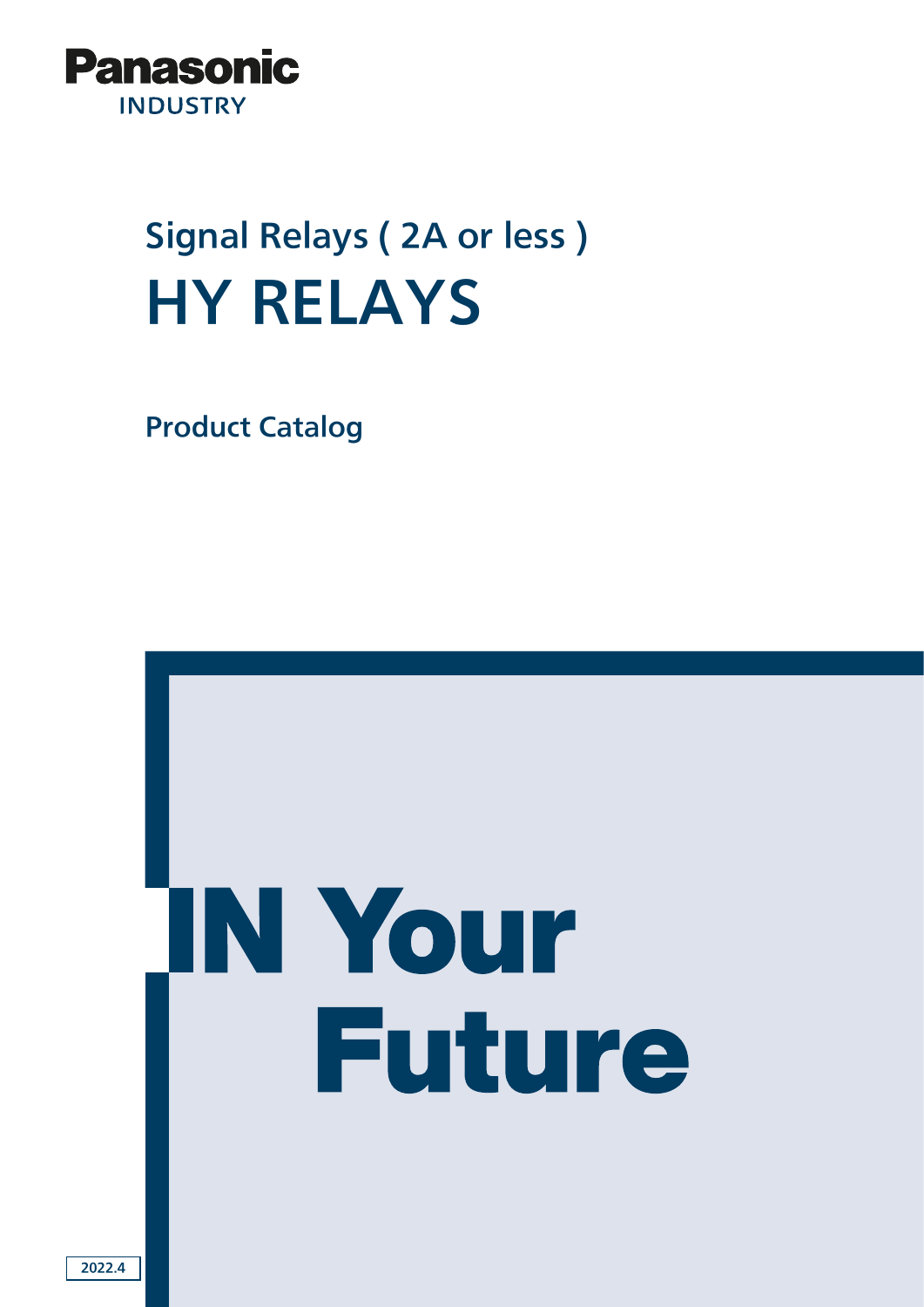Panasonic
INDUSTRY

## Signal Relays ( 2A or less )

# HY RELAYS

**Product Catalog**

IN Your
Future

2022.4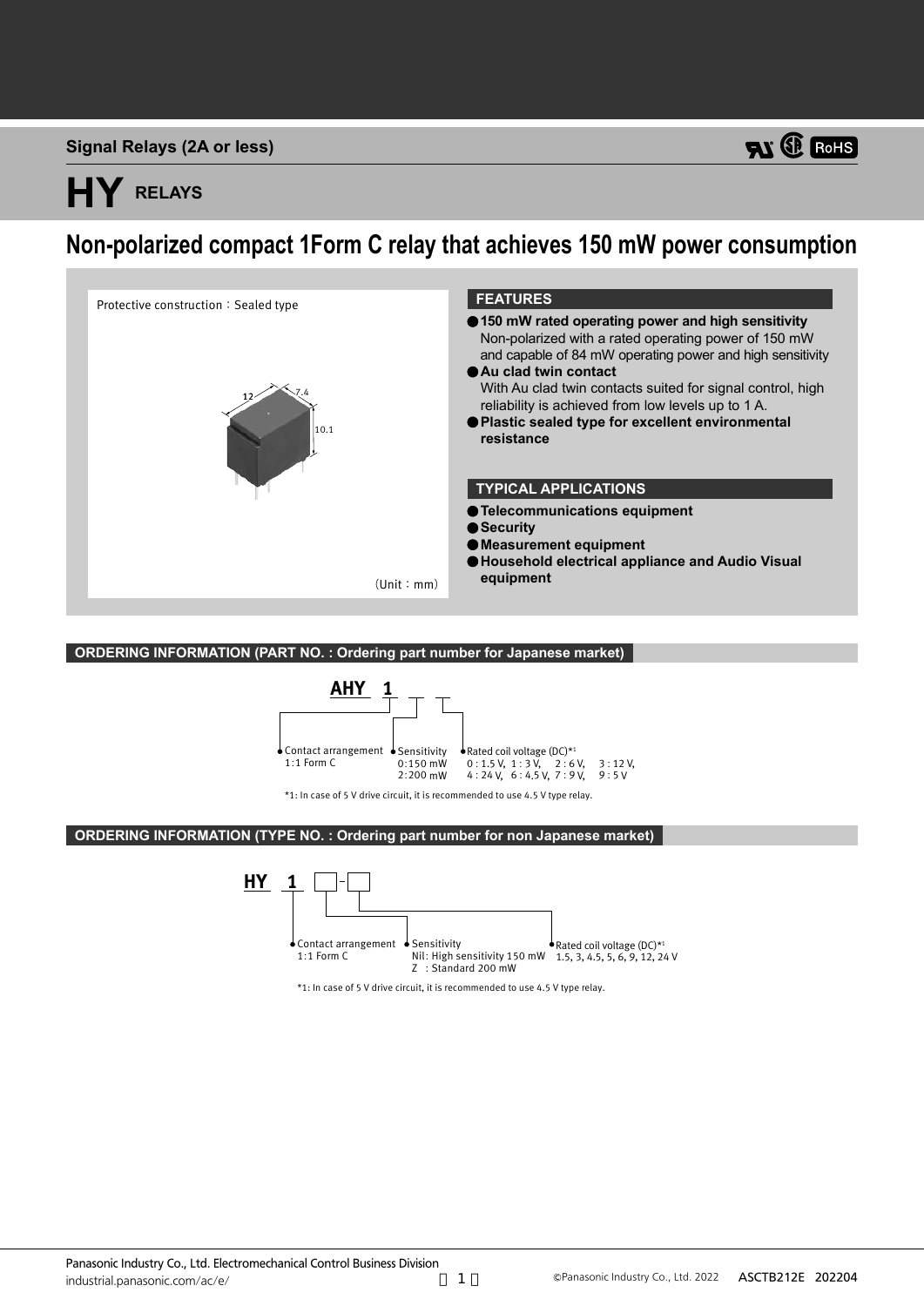Signal Relays (2A or less)

# HY RELAYS

## Non-polarized compact 1Form C relay that achieves 150 mW power consumption

Protective construction：Sealed type

12 × 7.4 × 10.1

(Unit：mm)

### FEATURES

- **150 mW rated operating power and high sensitivity**
  Non-polarized with a rated operating power of 150 mW and capable of 84 mW operating power and high sensitivity
- **Au clad twin contact**
  With Au clad twin contacts suited for signal control, high reliability is achieved from low levels up to 1 A.
- **Plastic sealed type for excellent environmental resistance**

### TYPICAL APPLICATIONS

- **Telecommunications equipment**
- **Security**
- **Measurement equipment**
- **Household electrical appliance and Audio Visual equipment**

### ORDERING INFORMATION (PART NO. : Ordering part number for Japanese market)

AHY 1 _ _

- Contact arrangement: 1: 1 Form C
- Sensitivity: 0: 150 mW, 2: 200 mW
- Rated coil voltage (DC)*1: 0 : 1.5 V, 1 : 3 V, 2 : 6 V, 3 : 12 V, 4 : 24 V, 6 : 4.5 V, 7 : 9 V, 9 : 5 V

*1: In case of 5 V drive circuit, it is recommended to use 4.5 V type relay.

### ORDERING INFORMATION (TYPE NO. : Ordering part number for non Japanese market)

HY 1 □-□

- Contact arrangement: 1: 1 Form C
- Sensitivity: Nil: High sensitivity 150 mW, Z : Standard 200 mW
- Rated coil voltage (DC)*1: 1.5, 3, 4.5, 5, 6, 9, 12, 24 V

*1: In case of 5 V drive circuit, it is recommended to use 4.5 V type relay.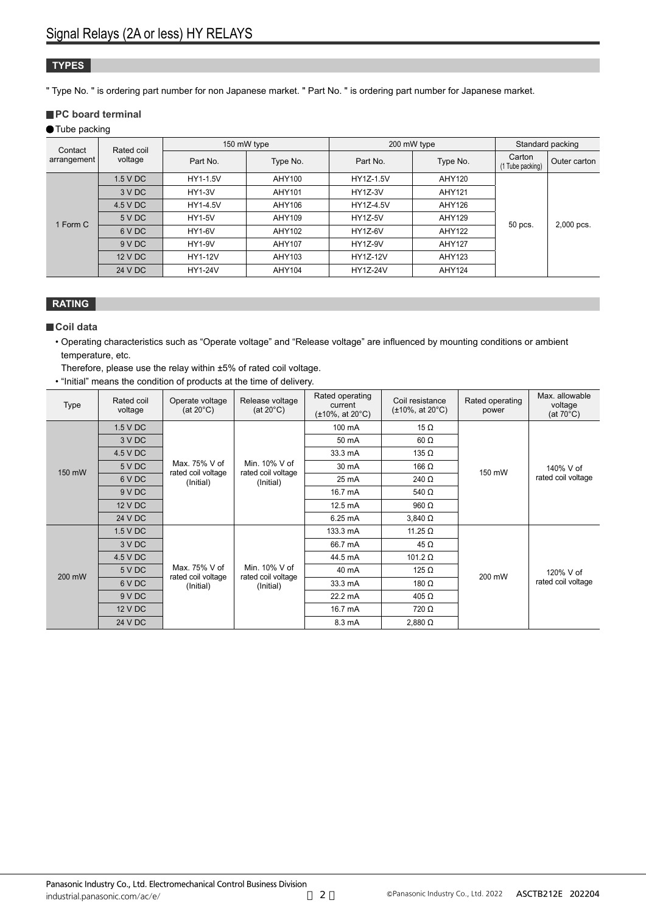# Signal Relays (2A or less) HY RELAYS

## TYPES

" Type No. " is ordering part number for non Japanese market. " Part No. " is ordering part number for Japanese market.

### PC board terminal

● Tube packing

| Contact arrangement | Rated coil voltage | 150 mW type | | 200 mW type | | Standard packing | |
|---|---|---|---|---|---|---|---|
| | | Part No. | Type No. | Part No. | Type No. | Carton (1 Tube packing) | Outer carton |
| 1 Form C | 1.5 V DC | HY1-1.5V | AHY100 | HY1Z-1.5V | AHY120 | 50 pcs. | 2,000 pcs. |
| | 3 V DC | HY1-3V | AHY101 | HY1Z-3V | AHY121 | | |
| | 4.5 V DC | HY1-4.5V | AHY106 | HY1Z-4.5V | AHY126 | | |
| | 5 V DC | HY1-5V | AHY109 | HY1Z-5V | AHY129 | | |
| | 6 V DC | HY1-6V | AHY102 | HY1Z-6V | AHY122 | | |
| | 9 V DC | HY1-9V | AHY107 | HY1Z-9V | AHY127 | | |
| | 12 V DC | HY1-12V | AHY103 | HY1Z-12V | AHY123 | | |
| | 24 V DC | HY1-24V | AHY104 | HY1Z-24V | AHY124 | | |

## RATING

### Coil data

- Operating characteristics such as “Operate voltage” and “Release voltage” are influenced by mounting conditions or ambient temperature, etc.
  Therefore, please use the relay within ±5% of rated coil voltage.
- “Initial” means the condition of products at the time of delivery.

| Type | Rated coil voltage | Operate voltage (at 20°C) | Release voltage (at 20°C) | Rated operating current (±10%, at 20°C) | Coil resistance (±10%, at 20°C) | Rated operating power | Max. allowable voltage (at 70°C) |
|---|---|---|---|---|---|---|---|
| 150 mW | 1.5 V DC | Max. 75% V of rated coil voltage (Initial) | Min. 10% V of rated coil voltage (Initial) | 100 mA | 15 Ω | 150 mW | 140% V of rated coil voltage |
| | 3 V DC | | | 50 mA | 60 Ω | | |
| | 4.5 V DC | | | 33.3 mA | 135 Ω | | |
| | 5 V DC | | | 30 mA | 166 Ω | | |
| | 6 V DC | | | 25 mA | 240 Ω | | |
| | 9 V DC | | | 16.7 mA | 540 Ω | | |
| | 12 V DC | | | 12.5 mA | 960 Ω | | |
| | 24 V DC | | | 6.25 mA | 3,840 Ω | | |
| 200 mW | 1.5 V DC | Max. 75% V of rated coil voltage (Initial) | Min. 10% V of rated coil voltage (Initial) | 133.3 mA | 11.25 Ω | 200 mW | 120% V of rated coil voltage |
| | 3 V DC | | | 66.7 mA | 45 Ω | | |
| | 4.5 V DC | | | 44.5 mA | 101.2 Ω | | |
| | 5 V DC | | | 40 mA | 125 Ω | | |
| | 6 V DC | | | 33.3 mA | 180 Ω | | |
| | 9 V DC | | | 22.2 mA | 405 Ω | | |
| | 12 V DC | | | 16.7 mA | 720 Ω | | |
| | 24 V DC | | | 8.3 mA | 2,880 Ω | | |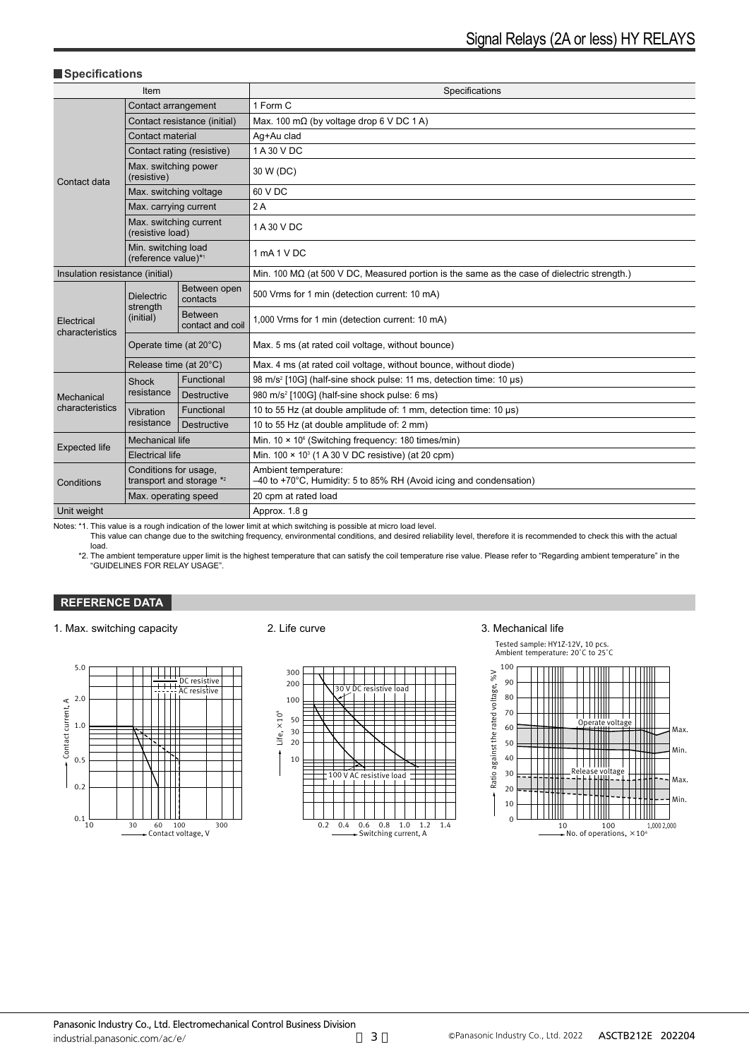## Specifications

| Item | | | Specifications |
|---|---|---|---|
| Contact data | Contact arrangement | | 1 Form C |
| | Contact resistance (initial) | | Max. 100 mΩ (by voltage drop 6 V DC 1 A) |
| | Contact material | | Ag+Au clad |
| | Contact rating (resistive) | | 1 A 30 V DC |
| | Max. switching power (resistive) | | 30 W (DC) |
| | Max. switching voltage | | 60 V DC |
| | Max. carrying current | | 2 A |
| | Max. switching current (resistive load) | | 1 A 30 V DC |
| | Min. switching load (reference value)*1 | | 1 mA 1 V DC |
| Insulation resistance (initial) | | | Min. 100 MΩ (at 500 V DC, Measured portion is the same as the case of dielectric strength.) |
| Electrical characteristics | Dielectric strength (initial) | Between open contacts | 500 Vrms for 1 min (detection current: 10 mA) |
| | | Between contact and coil | 1,000 Vrms for 1 min (detection current: 10 mA) |
| | Operate time (at 20°C) | | Max. 5 ms (at rated coil voltage, without bounce) |
| | Release time (at 20°C) | | Max. 4 ms (at rated coil voltage, without bounce, without diode) |
| Mechanical characteristics | Shock resistance | Functional | 98 m/s² [10G] (half-sine shock pulse: 11 ms, detection time: 10 μs) |
| | | Destructive | 980 m/s² [100G] (half-sine shock pulse: 6 ms) |
| | Vibration resistance | Functional | 10 to 55 Hz (at double amplitude of: 1 mm, detection time: 10 μs) |
| | | Destructive | 10 to 55 Hz (at double amplitude of: 2 mm) |
| Expected life | Mechanical life | | Min. 10 × 10⁶ (Switching frequency: 180 times/min) |
| | Electrical life | | Min. 100 × 10³ (1 A 30 V DC resistive) (at 20 cpm) |
| Conditions | Conditions for usage, transport and storage *2 | | Ambient temperature: –40 to +70°C, Humidity: 5 to 85% RH (Avoid icing and condensation) |
| | Max. operating speed | | 20 cpm at rated load |
| Unit weight | | | Approx. 1.8 g |

Notes: *1. This value is a rough indication of the lower limit at which switching is possible at micro load level.
This value can change due to the switching frequency, environmental conditions, and desired reliability level, therefore it is recommended to check this with the actual load.
*2. The ambient temperature upper limit is the highest temperature that can satisfy the coil temperature rise value. Please refer to "Regarding ambient temperature" in the "GUIDELINES FOR RELAY USAGE".

## REFERENCE DATA

1. Max. switching capacity

2. Life curve

3. Mechanical life

Tested sample: HY1Z-12V, 10 pcs.
Ambient temperature: 20°C to 25°C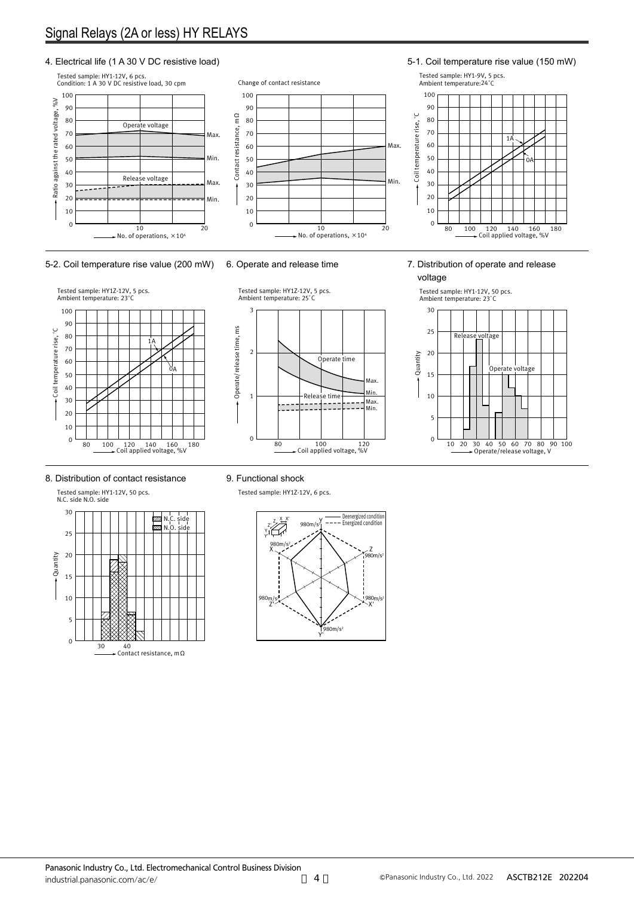## 4. Electrical life (1 A 30 V DC resistive load)

Tested sample: HY1-12V, 6 pcs.
Condition: 1 A 30 V DC resistive load, 30 cpm

Change of contact resistance

## 5-1. Coil temperature rise value (150 mW)

Tested sample: HY1-9V, 5 pcs.
Ambient temperature: 24°C

## 5-2. Coil temperature rise value (200 mW)

Tested sample: HY1Z-12V, 5 pcs.
Ambient temperature: 23°C

## 6. Operate and release time

Tested sample: HY1Z-12V, 5 pcs.
Ambient temperature: 25°C

## 7. Distribution of operate and release voltage

Tested sample: HY1-12V, 50 pcs.
Ambient temperature: 23°C

## 8. Distribution of contact resistance

Tested sample: HY1-12V, 50 pcs.
N.C. side N.O. side

## 9. Functional shock

Tested sample: HY1Z-12V, 6 pcs.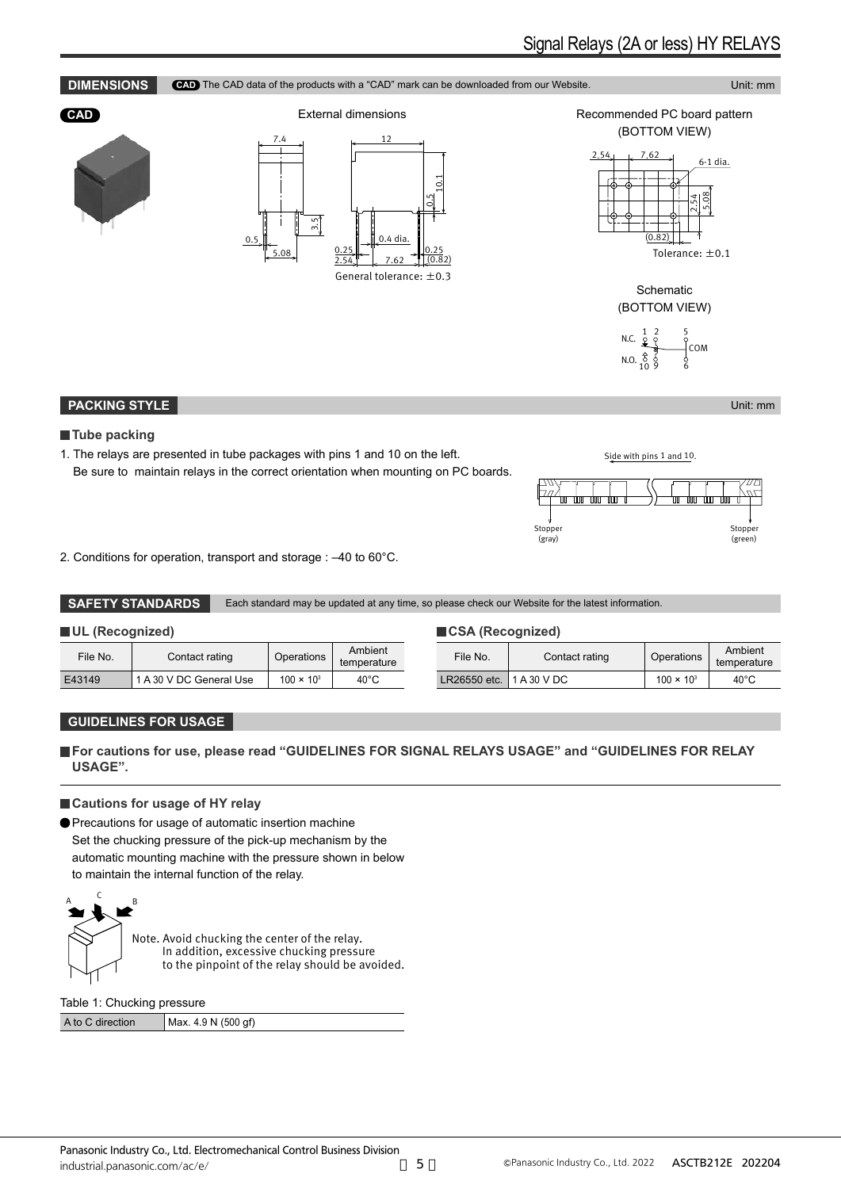## DIMENSIONS

CAD The CAD data of the products with a "CAD" mark can be downloaded from our Website.

Unit: mm

CAD

External dimensions

General tolerance: ±0.3

Recommended PC board pattern (BOTTOM VIEW)

Tolerance: ±0.1

Schematic (BOTTOM VIEW)

## PACKING STYLE

Unit: mm

### Tube packing

1. The relays are presented in tube packages with pins 1 and 10 on the left.
   Be sure to maintain relays in the correct orientation when mounting on PC boards.

Side with pins 1 and 10.

Stopper (gray) Stopper (green)

2. Conditions for operation, transport and storage : –40 to 60°C.

## SAFETY STANDARDS

Each standard may be updated at any time, so please check our Website for the latest information.

### UL (Recognized)

| File No. | Contact rating | Operations | Ambient temperature |
|---|---|---|---|
| E43149 | 1 A 30 V DC General Use | $100 \times 10^3$ | 40°C |

### CSA (Recognized)

| File No. | Contact rating | Operations | Ambient temperature |
|---|---|---|---|
| LR26550 etc. | 1 A 30 V DC | $100 \times 10^3$ | 40°C |

## GUIDELINES FOR USAGE

**For cautions for use, please read "GUIDELINES FOR SIGNAL RELAYS USAGE" and "GUIDELINES FOR RELAY USAGE".**

### Cautions for usage of HY relay

- Precautions for usage of automatic insertion machine
  Set the chucking pressure of the pick-up mechanism by the automatic mounting machine with the pressure shown in below to maintain the internal function of the relay.

Note. Avoid chucking the center of the relay.
In addition, excessive chucking pressure to the pinpoint of the relay should be avoided.

Table 1: Chucking pressure

| A to C direction | Max. 4.9 N (500 gf) |
|---|---|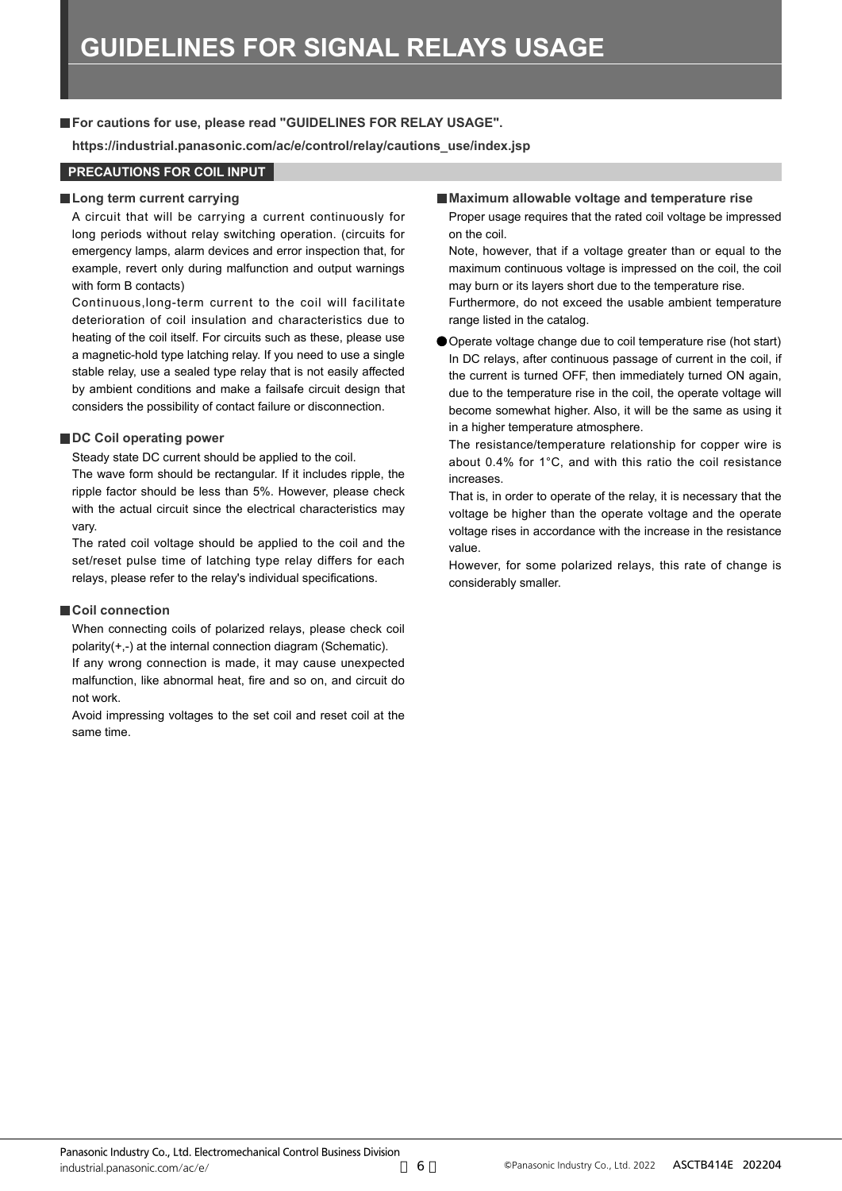# GUIDELINES FOR SIGNAL RELAYS USAGE

**For cautions for use, please read "GUIDELINES FOR RELAY USAGE".**

**https://industrial.panasonic.com/ac/e/control/relay/cautions_use/index.jsp**

## PRECAUTIONS FOR COIL INPUT

### Long term current carrying

A circuit that will be carrying a current continuously for long periods without relay switching operation. (circuits for emergency lamps, alarm devices and error inspection that, for example, revert only during malfunction and output warnings with form B contacts)

Continuous,long-term current to the coil will facilitate deterioration of coil insulation and characteristics due to heating of the coil itself. For circuits such as these, please use a magnetic-hold type latching relay. If you need to use a single stable relay, use a sealed type relay that is not easily affected by ambient conditions and make a failsafe circuit design that considers the possibility of contact failure or disconnection.

### DC Coil operating power

Steady state DC current should be applied to the coil.

The wave form should be rectangular. If it includes ripple, the ripple factor should be less than 5%. However, please check with the actual circuit since the electrical characteristics may vary.

The rated coil voltage should be applied to the coil and the set/reset pulse time of latching type relay differs for each relays, please refer to the relay's individual specifications.

### Coil connection

When connecting coils of polarized relays, please check coil polarity(+,-) at the internal connection diagram (Schematic).

If any wrong connection is made, it may cause unexpected malfunction, like abnormal heat, fire and so on, and circuit do not work.

Avoid impressing voltages to the set coil and reset coil at the same time.

### Maximum allowable voltage and temperature rise

Proper usage requires that the rated coil voltage be impressed on the coil.

Note, however, that if a voltage greater than or equal to the maximum continuous voltage is impressed on the coil, the coil may burn or its layers short due to the temperature rise.

Furthermore, do not exceed the usable ambient temperature range listed in the catalog.

- Operate voltage change due to coil temperature rise (hot start)

  In DC relays, after continuous passage of current in the coil, if the current is turned OFF, then immediately turned ON again, due to the temperature rise in the coil, the operate voltage will become somewhat higher. Also, it will be the same as using it in a higher temperature atmosphere.

  The resistance/temperature relationship for copper wire is about 0.4% for 1°C, and with this ratio the coil resistance increases.

  That is, in order to operate of the relay, it is necessary that the voltage be higher than the operate voltage and the operate voltage rises in accordance with the increase in the resistance value.

  However, for some polarized relays, this rate of change is considerably smaller.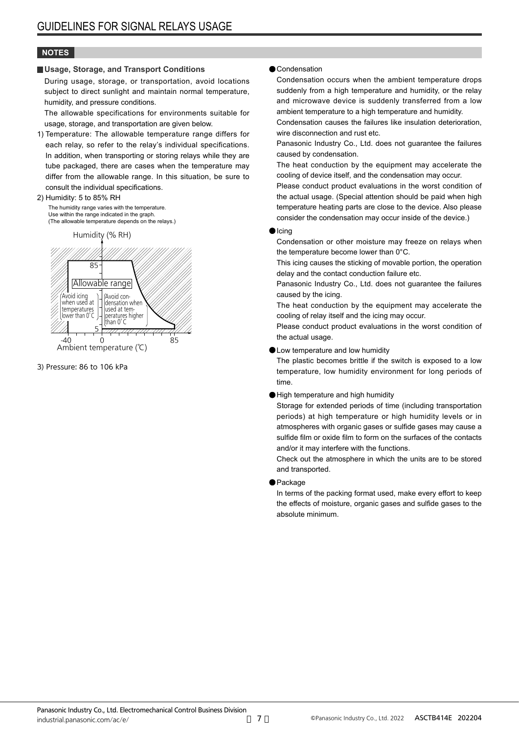# GUIDELINES FOR SIGNAL RELAYS USAGE

## NOTES

### Usage, Storage, and Transport Conditions

During usage, storage, or transportation, avoid locations subject to direct sunlight and maintain normal temperature, humidity, and pressure conditions.

The allowable specifications for environments suitable for usage, storage, and transportation are given below.

1) Temperature: The allowable temperature range differs for each relay, so refer to the relay's individual specifications. In addition, when transporting or storing relays while they are tube packaged, there are cases when the temperature may differ from the allowable range. In this situation, be sure to consult the individual specifications.

2) Humidity: 5 to 85% RH

The humidity range varies with the temperature.
Use within the range indicated in the graph.
(The allowable temperature depends on the relays.)

Humidity (% RH)

85

Allowable range

Avoid icing when used at temperatures lower than 0°C

Avoid condensation when used at temperatures higher than 0°C

5

-40 0 85

Ambient temperature (℃)

3) Pressure: 86 to 106 kPa

● Condensation

Condensation occurs when the ambient temperature drops suddenly from a high temperature and humidity, or the relay and microwave device is suddenly transferred from a low ambient temperature to a high temperature and humidity.

Condensation causes the failures like insulation deterioration, wire disconnection and rust etc.

Panasonic Industry Co., Ltd. does not guarantee the failures caused by condensation.

The heat conduction by the equipment may accelerate the cooling of device itself, and the condensation may occur.

Please conduct product evaluations in the worst condition of the actual usage. (Special attention should be paid when high temperature heating parts are close to the device. Also please consider the condensation may occur inside of the device.)

● Icing

Condensation or other moisture may freeze on relays when the temperature become lower than 0°C.

This icing causes the sticking of movable portion, the operation delay and the contact conduction failure etc.

Panasonic Industry Co., Ltd. does not guarantee the failures caused by the icing.

The heat conduction by the equipment may accelerate the cooling of relay itself and the icing may occur.

Please conduct product evaluations in the worst condition of the actual usage.

● Low temperature and low humidity

The plastic becomes brittle if the switch is exposed to a low temperature, low humidity environment for long periods of time.

● High temperature and high humidity

Storage for extended periods of time (including transportation periods) at high temperature or high humidity levels or in atmospheres with organic gases or sulfide gases may cause a sulfide film or oxide film to form on the surfaces of the contacts and/or it may interfere with the functions.

Check out the atmosphere in which the units are to be stored and transported.

● Package

In terms of the packing format used, make every effort to keep the effects of moisture, organic gases and sulfide gases to the absolute minimum.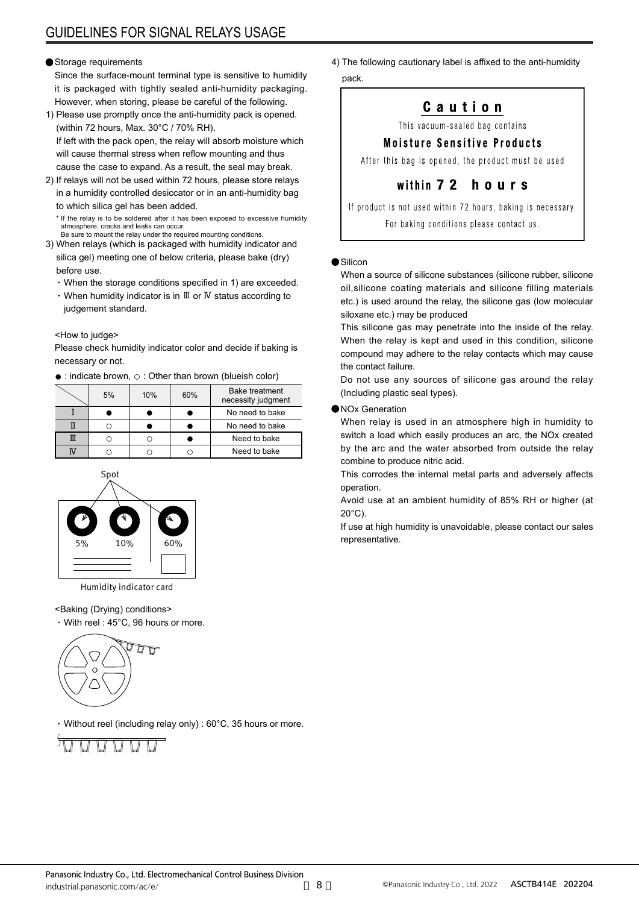# GUIDELINES FOR SIGNAL RELAYS USAGE

● Storage requirements

Since the surface-mount terminal type is sensitive to humidity it is packaged with tightly sealed anti-humidity packaging. However, when storing, please be careful of the following.

1) Please use promptly once the anti-humidity pack is opened. (within 72 hours, Max. 30°C / 70% RH).
   If left with the pack open, the relay will absorb moisture which will cause thermal stress when reflow mounting and thus cause the case to expand. As a result, the seal may break.
2) If relays will not be used within 72 hours, please store relays in a humidity controlled desiccator or in an anti-humidity bag to which silica gel has been added.
   * If the relay is to be soldered after it has been exposed to excessive humidity atmosphere, cracks and leaks can occur.
   Be sure to mount the relay under the required mounting conditions.
3) When relays (which is packaged with humidity indicator and silica gel) meeting one of below criteria, please bake (dry) before use.
   ・When the storage conditions specified in 1) are exceeded.
   ・When humidity indicator is in Ⅲ or Ⅳ status according to judgement standard.

<How to judge>

Please check humidity indicator color and decide if baking is necessary or not.

● : indicate brown, ○ : Other than brown (blueish color)

| | 5% | 10% | 60% | Bake treatment necessity judgment |
|---|---|---|---|---|
| Ⅰ | ● | ● | ● | No need to bake |
| Ⅱ | ○ | ● | ● | No need to bake |
| Ⅲ | ○ | ○ | ● | Need to bake |
| Ⅳ | ○ | ○ | ○ | Need to bake |

Spot

5% 10% 60%

Humidity indicator card

<Baking (Drying) conditions>

・With reel : 45°C, 96 hours or more.

・Without reel (including relay only) : 60°C, 35 hours or more.

4) The following cautionary label is affixed to the anti-humidity pack.

> **Caution**
>
> This vacuum-sealed bag contains
>
> **Moisture Sensitive Products**
>
> After this bag is opened, the product must be used
>
> **within 72 hours**
>
> If product is not used within 72 hours, baking is necessary.
>
> For baking conditions please contact us.

● Silicon

When a source of silicone substances (silicone rubber, silicone oil,silicone coating materials and silicone filling materials etc.) is used around the relay, the silicone gas (low molecular siloxane etc.) may be produced

This silicone gas may penetrate into the inside of the relay. When the relay is kept and used in this condition, silicone compound may adhere to the relay contacts which may cause the contact failure.

Do not use any sources of silicone gas around the relay (Including plastic seal types).

● NOx Generation

When relay is used in an atmosphere high in humidity to switch a load which easily produces an arc, the NOx created by the arc and the water absorbed from outside the relay combine to produce nitric acid.

This corrodes the internal metal parts and adversely affects operation.

Avoid use at an ambient humidity of 85% RH or higher (at 20°C).

If use at high humidity is unavoidable, please contact our sales representative.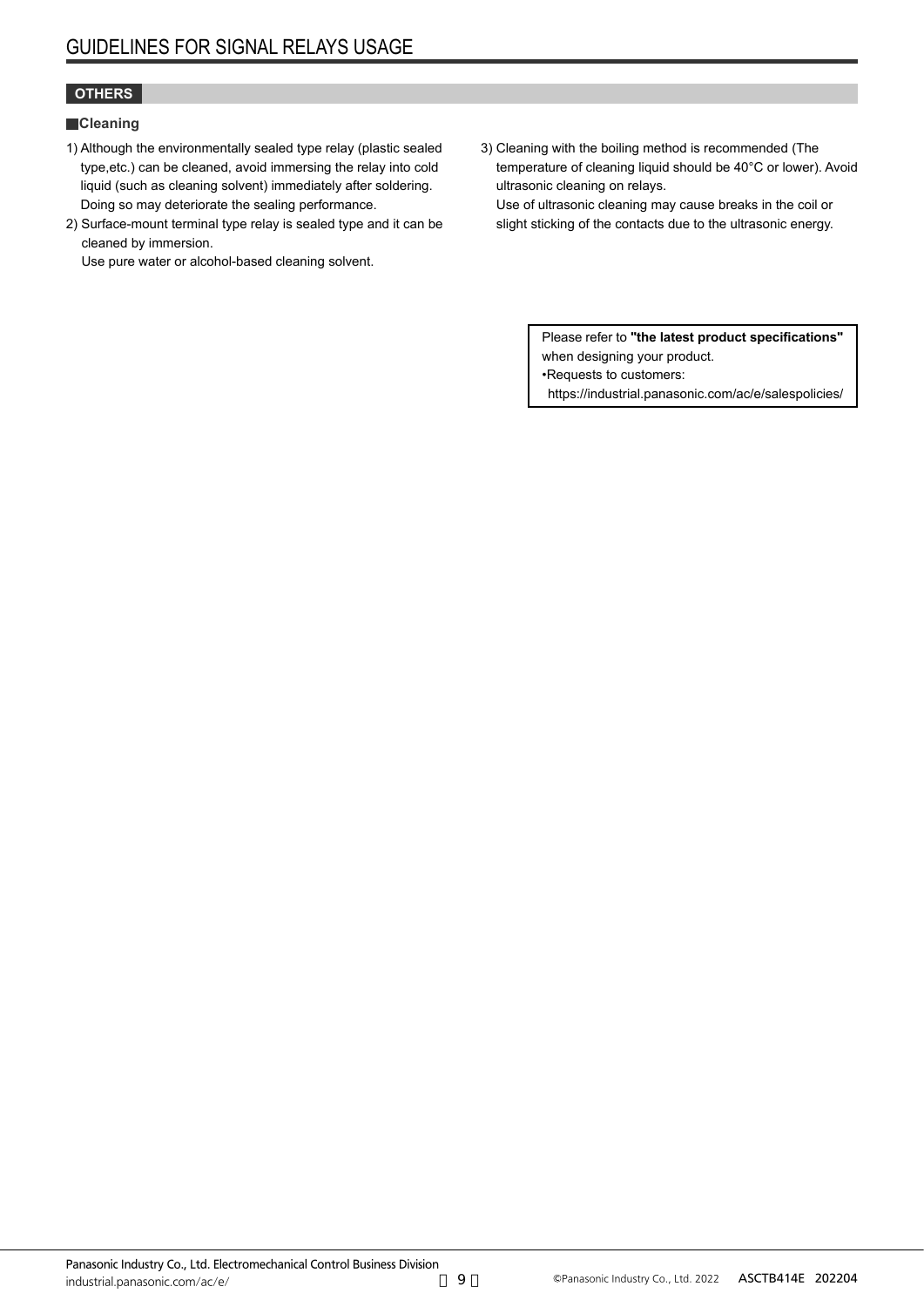## OTHERS

### Cleaning

1) Although the environmentally sealed type relay (plastic sealed type,etc.) can be cleaned, avoid immersing the relay into cold liquid (such as cleaning solvent) immediately after soldering. Doing so may deteriorate the sealing performance.
2) Surface-mount terminal type relay is sealed type and it can be cleaned by immersion.
   Use pure water or alcohol-based cleaning solvent.
3) Cleaning with the boiling method is recommended (The temperature of cleaning liquid should be 40°C or lower). Avoid ultrasonic cleaning on relays.
   Use of ultrasonic cleaning may cause breaks in the coil or slight sticking of the contacts due to the ultrasonic energy.

Please refer to **"the latest product specifications"** when designing your product.
•Requests to customers:
https://industrial.panasonic.com/ac/e/salespolicies/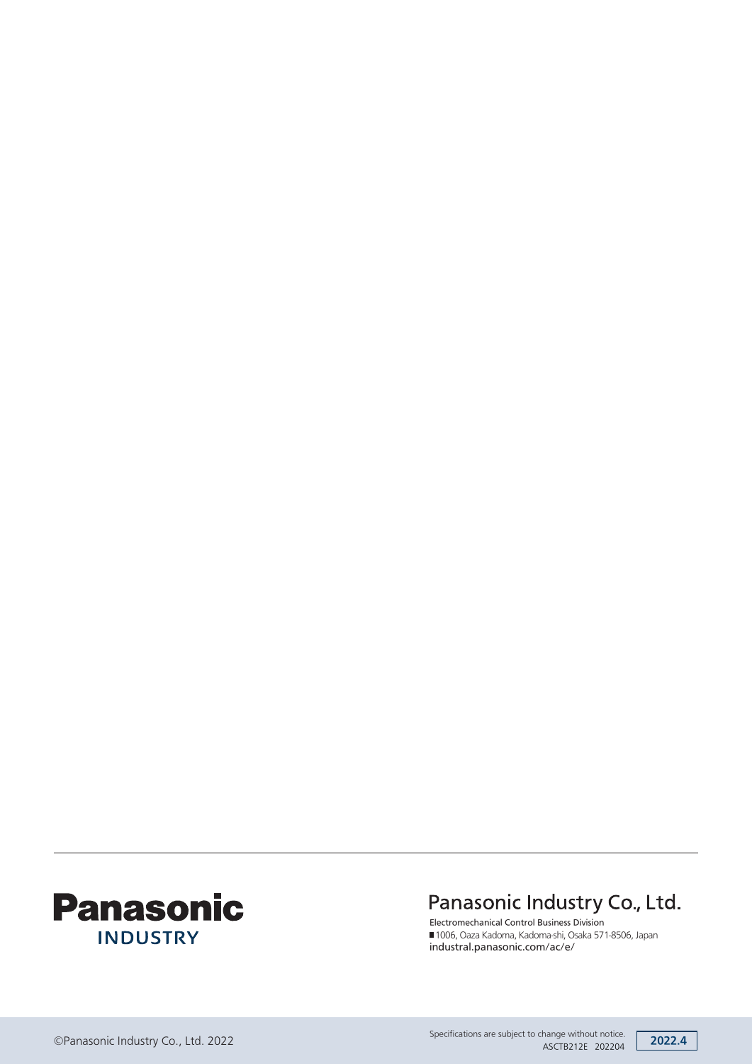Panasonic
INDUSTRY

Panasonic Industry Co., Ltd.

Electromechanical Control Business Division
■1006, Oaza Kadoma, Kadoma-shi, Osaka 571-8506, Japan
industral.panasonic.com/ac/e/

©Panasonic Industry Co., Ltd. 2022

Specifications are subject to change without notice.
ASCTB212E 202204

2022.4